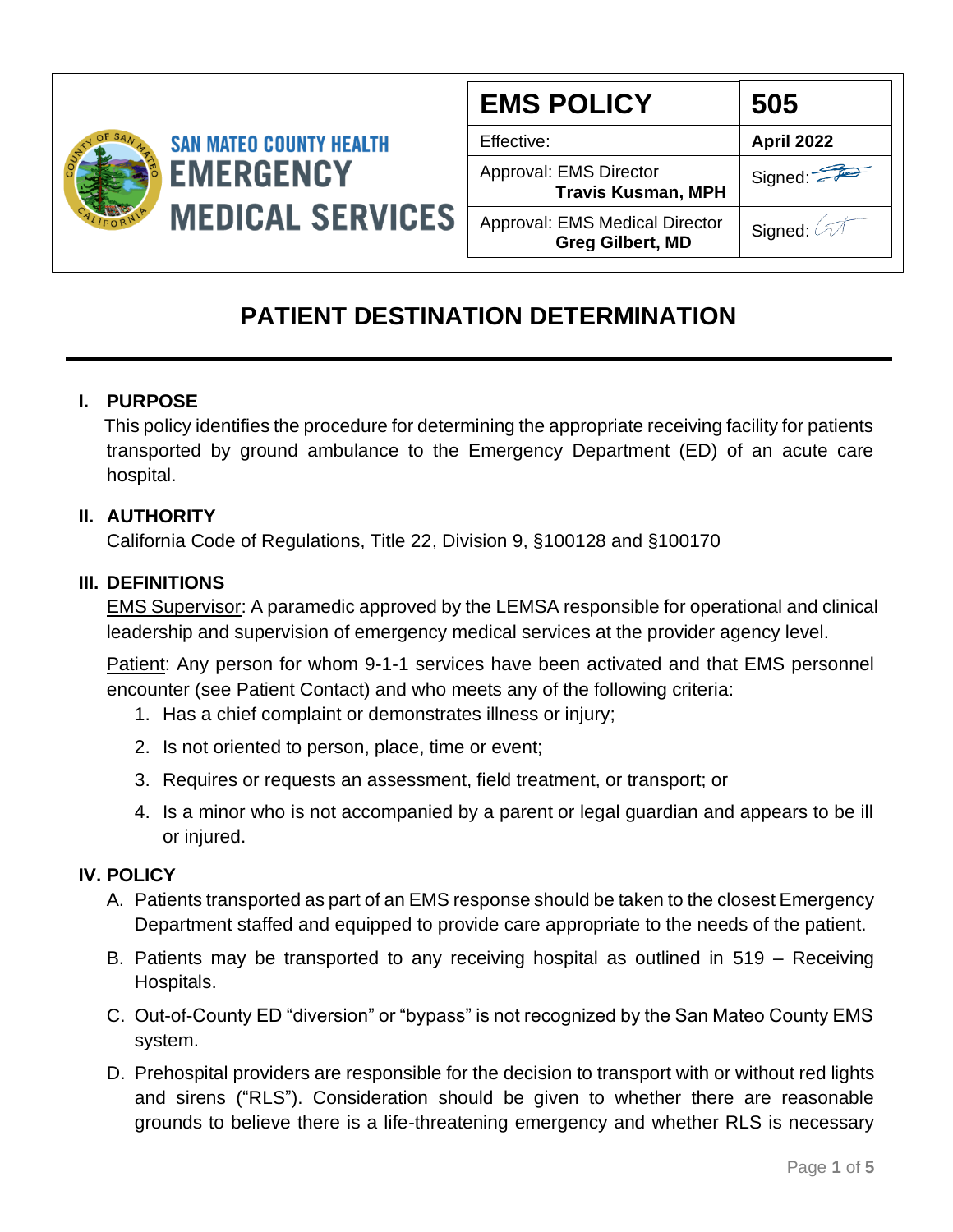**SAN MATEO COUNTY HEALTH**
**EMERGENCY MEDICAL SERVICES**

| EMS POLICY | 505 |
|---|---|
| Effective: | **April 2022** |
| Approval: EMS Director **Travis Kusman, MPH** | Signed: |
| Approval: EMS Medical Director **Greg Gilbert, MD** | Signed: |

# PATIENT DESTINATION DETERMINATION

## I. PURPOSE

This policy identifies the procedure for determining the appropriate receiving facility for patients transported by ground ambulance to the Emergency Department (ED) of an acute care hospital.

## II. AUTHORITY

California Code of Regulations, Title 22, Division 9, §100128 and §100170

## III. DEFINITIONS

EMS Supervisor: A paramedic approved by the LEMSA responsible for operational and clinical leadership and supervision of emergency medical services at the provider agency level.

Patient: Any person for whom 9-1-1 services have been activated and that EMS personnel encounter (see Patient Contact) and who meets any of the following criteria:

1. Has a chief complaint or demonstrates illness or injury;
2. Is not oriented to person, place, time or event;
3. Requires or requests an assessment, field treatment, or transport; or
4. Is a minor who is not accompanied by a parent or legal guardian and appears to be ill or injured.

## IV. POLICY

A. Patients transported as part of an EMS response should be taken to the closest Emergency Department staffed and equipped to provide care appropriate to the needs of the patient.

B. Patients may be transported to any receiving hospital as outlined in 519 – Receiving Hospitals.

C. Out-of-County ED "diversion" or "bypass" is not recognized by the San Mateo County EMS system.

D. Prehospital providers are responsible for the decision to transport with or without red lights and sirens ("RLS"). Consideration should be given to whether there are reasonable grounds to believe there is a life-threatening emergency and whether RLS is necessary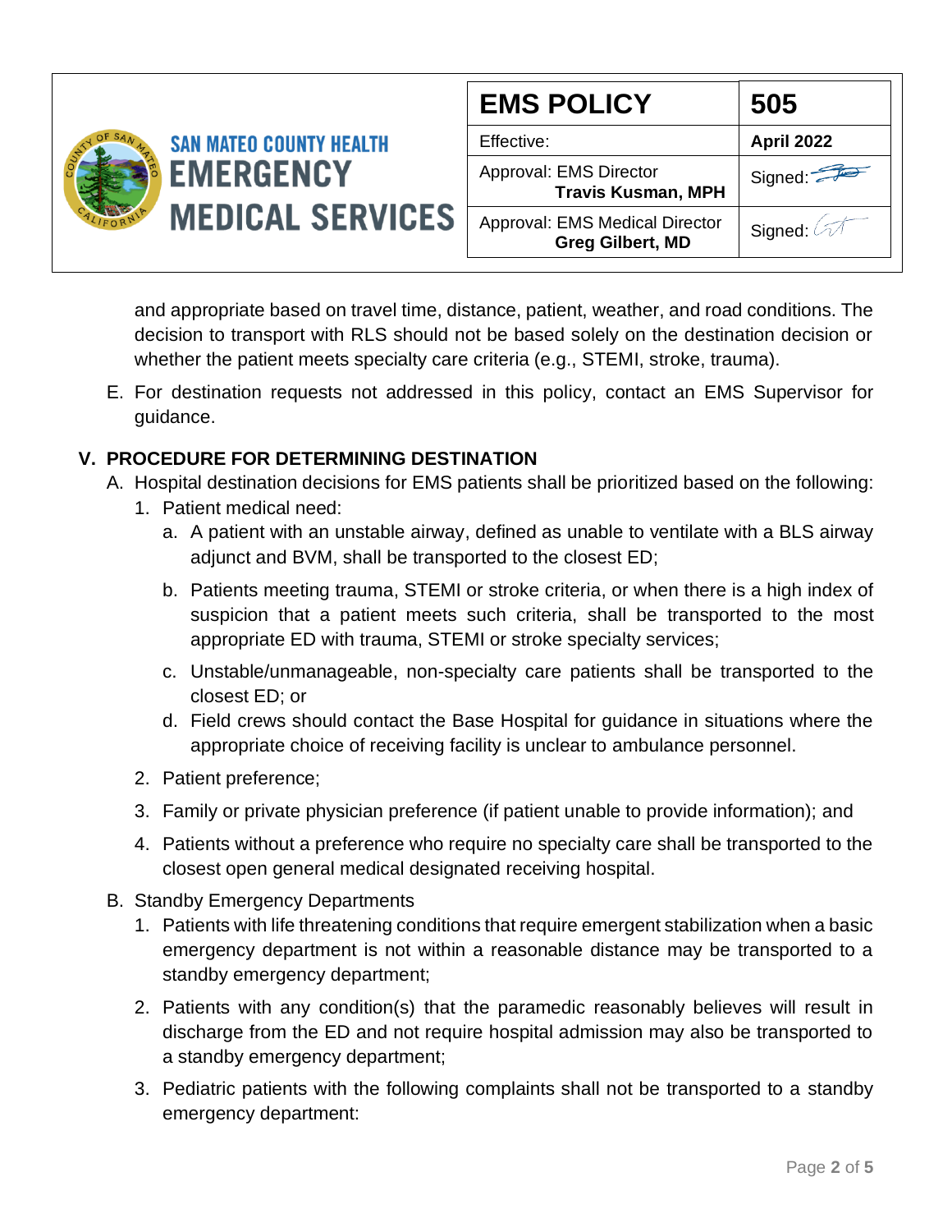and appropriate based on travel time, distance, patient, weather, and road conditions. The decision to transport with RLS should not be based solely on the destination decision or whether the patient meets specialty care criteria (e.g., STEMI, stroke, trauma).

E. For destination requests not addressed in this policy, contact an EMS Supervisor for guidance.

## V. PROCEDURE FOR DETERMINING DESTINATION

A. Hospital destination decisions for EMS patients shall be prioritized based on the following:

1. Patient medical need:
   a. A patient with an unstable airway, defined as unable to ventilate with a BLS airway adjunct and BVM, shall be transported to the closest ED;
   b. Patients meeting trauma, STEMI or stroke criteria, or when there is a high index of suspicion that a patient meets such criteria, shall be transported to the most appropriate ED with trauma, STEMI or stroke specialty services;
   c. Unstable/unmanageable, non-specialty care patients shall be transported to the closest ED; or
   d. Field crews should contact the Base Hospital for guidance in situations where the appropriate choice of receiving facility is unclear to ambulance personnel.
2. Patient preference;
3. Family or private physician preference (if patient unable to provide information); and
4. Patients without a preference who require no specialty care shall be transported to the closest open general medical designated receiving hospital.

B. Standby Emergency Departments

1. Patients with life threatening conditions that require emergent stabilization when a basic emergency department is not within a reasonable distance may be transported to a standby emergency department;
2. Patients with any condition(s) that the paramedic reasonably believes will result in discharge from the ED and not require hospital admission may also be transported to a standby emergency department;
3. Pediatric patients with the following complaints shall not be transported to a standby emergency department: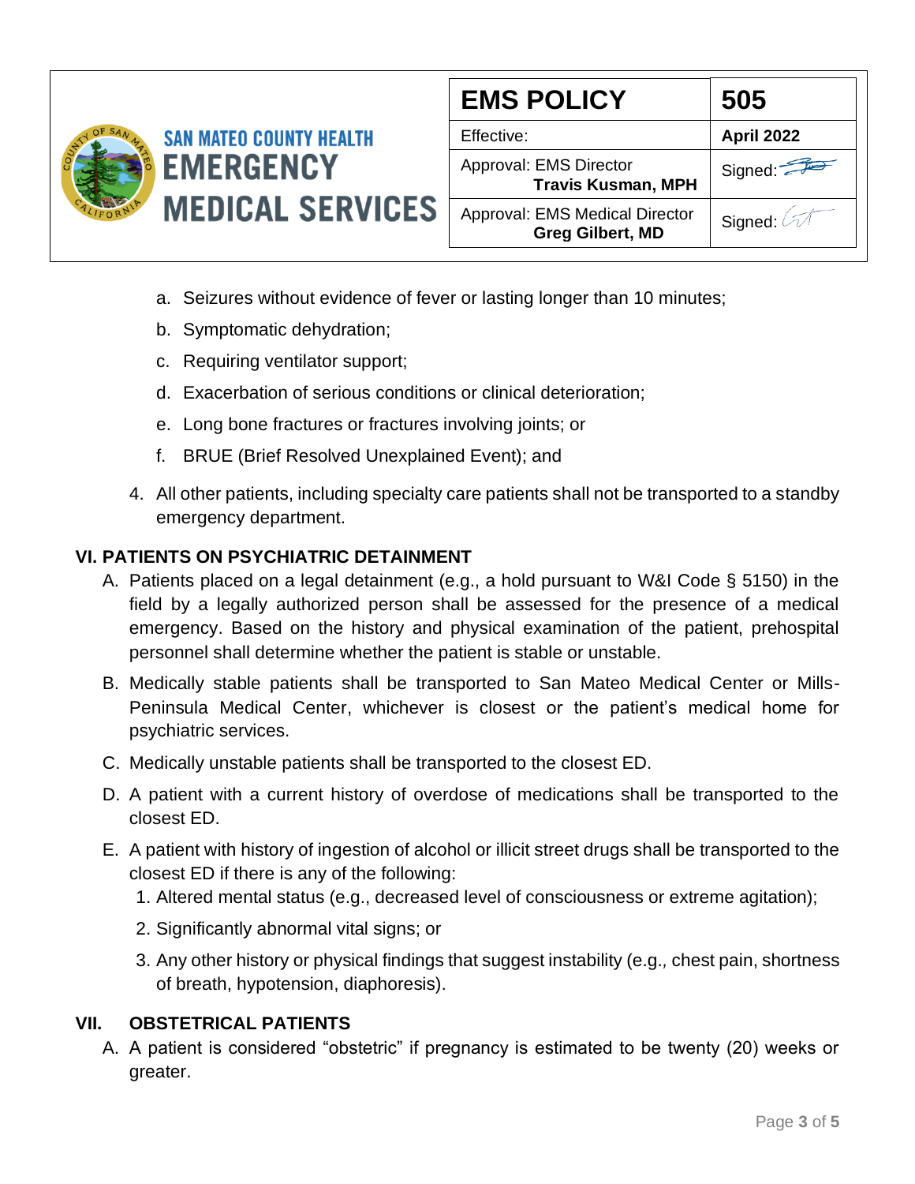a. Seizures without evidence of fever or lasting longer than 10 minutes;
b. Symptomatic dehydration;
c. Requiring ventilator support;
d. Exacerbation of serious conditions or clinical deterioration;
e. Long bone fractures or fractures involving joints; or
f. BRUE (Brief Resolved Unexplained Event); and

4. All other patients, including specialty care patients shall not be transported to a standby emergency department.

## VI. PATIENTS ON PSYCHIATRIC DETAINMENT

A. Patients placed on a legal detainment (e.g., a hold pursuant to W&I Code § 5150) in the field by a legally authorized person shall be assessed for the presence of a medical emergency. Based on the history and physical examination of the patient, prehospital personnel shall determine whether the patient is stable or unstable.

B. Medically stable patients shall be transported to San Mateo Medical Center or Mills-Peninsula Medical Center, whichever is closest or the patient's medical home for psychiatric services.

C. Medically unstable patients shall be transported to the closest ED.

D. A patient with a current history of overdose of medications shall be transported to the closest ED.

E. A patient with history of ingestion of alcohol or illicit street drugs shall be transported to the closest ED if there is any of the following:
1. Altered mental status (e.g., decreased level of consciousness or extreme agitation);
2. Significantly abnormal vital signs; or
3. Any other history or physical findings that suggest instability (e.g., chest pain, shortness of breath, hypotension, diaphoresis).

## VII. OBSTETRICAL PATIENTS

A. A patient is considered "obstetric" if pregnancy is estimated to be twenty (20) weeks or greater.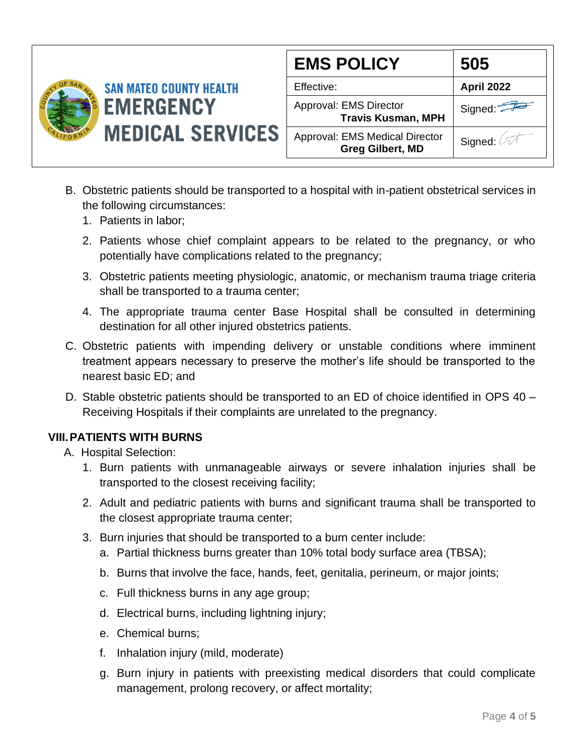B. Obstetric patients should be transported to a hospital with in-patient obstetrical services in the following circumstances:
   1. Patients in labor;
   2. Patients whose chief complaint appears to be related to the pregnancy, or who potentially have complications related to the pregnancy;
   3. Obstetric patients meeting physiologic, anatomic, or mechanism trauma triage criteria shall be transported to a trauma center;
   4. The appropriate trauma center Base Hospital shall be consulted in determining destination for all other injured obstetrics patients.

C. Obstetric patients with impending delivery or unstable conditions where imminent treatment appears necessary to preserve the mother's life should be transported to the nearest basic ED; and

D. Stable obstetric patients should be transported to an ED of choice identified in OPS 40 – Receiving Hospitals if their complaints are unrelated to the pregnancy.

## VIII. PATIENTS WITH BURNS

A. Hospital Selection:
   1. Burn patients with unmanageable airways or severe inhalation injuries shall be transported to the closest receiving facility;
   2. Adult and pediatric patients with burns and significant trauma shall be transported to the closest appropriate trauma center;
   3. Burn injuries that should be transported to a burn center include:
      a. Partial thickness burns greater than 10% total body surface area (TBSA);
      b. Burns that involve the face, hands, feet, genitalia, perineum, or major joints;
      c. Full thickness burns in any age group;
      d. Electrical burns, including lightning injury;
      e. Chemical burns;
      f. Inhalation injury (mild, moderate)
      g. Burn injury in patients with preexisting medical disorders that could complicate management, prolong recovery, or affect mortality;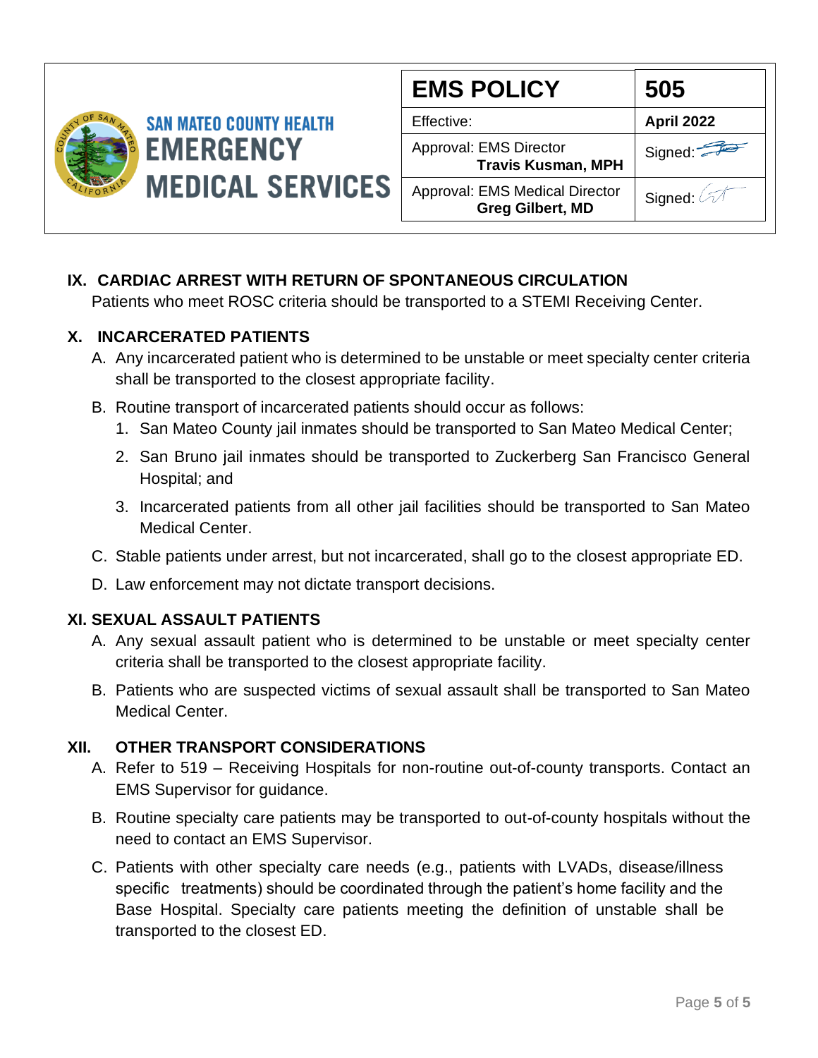| EMS POLICY | 505 |
|---|---|
| Effective: | **April 2022** |
| Approval: EMS Director **Travis Kusman, MPH** | Signed: |
| Approval: EMS Medical Director **Greg Gilbert, MD** | Signed: |

SAN MATEO COUNTY HEALTH
EMERGENCY MEDICAL SERVICES

## IX. CARDIAC ARREST WITH RETURN OF SPONTANEOUS CIRCULATION

Patients who meet ROSC criteria should be transported to a STEMI Receiving Center.

## X. INCARCERATED PATIENTS

A. Any incarcerated patient who is determined to be unstable or meet specialty center criteria shall be transported to the closest appropriate facility.

B. Routine transport of incarcerated patients should occur as follows:
   1. San Mateo County jail inmates should be transported to San Mateo Medical Center;
   2. San Bruno jail inmates should be transported to Zuckerberg San Francisco General Hospital; and
   3. Incarcerated patients from all other jail facilities should be transported to San Mateo Medical Center.

C. Stable patients under arrest, but not incarcerated, shall go to the closest appropriate ED.

D. Law enforcement may not dictate transport decisions.

## XI. SEXUAL ASSAULT PATIENTS

A. Any sexual assault patient who is determined to be unstable or meet specialty center criteria shall be transported to the closest appropriate facility.

B. Patients who are suspected victims of sexual assault shall be transported to San Mateo Medical Center.

## XII. OTHER TRANSPORT CONSIDERATIONS

A. Refer to 519 – Receiving Hospitals for non-routine out-of-county transports. Contact an EMS Supervisor for guidance.

B. Routine specialty care patients may be transported to out-of-county hospitals without the need to contact an EMS Supervisor.

C. Patients with other specialty care needs (e.g., patients with LVADs, disease/illness specific treatments) should be coordinated through the patient's home facility and the Base Hospital. Specialty care patients meeting the definition of unstable shall be transported to the closest ED.